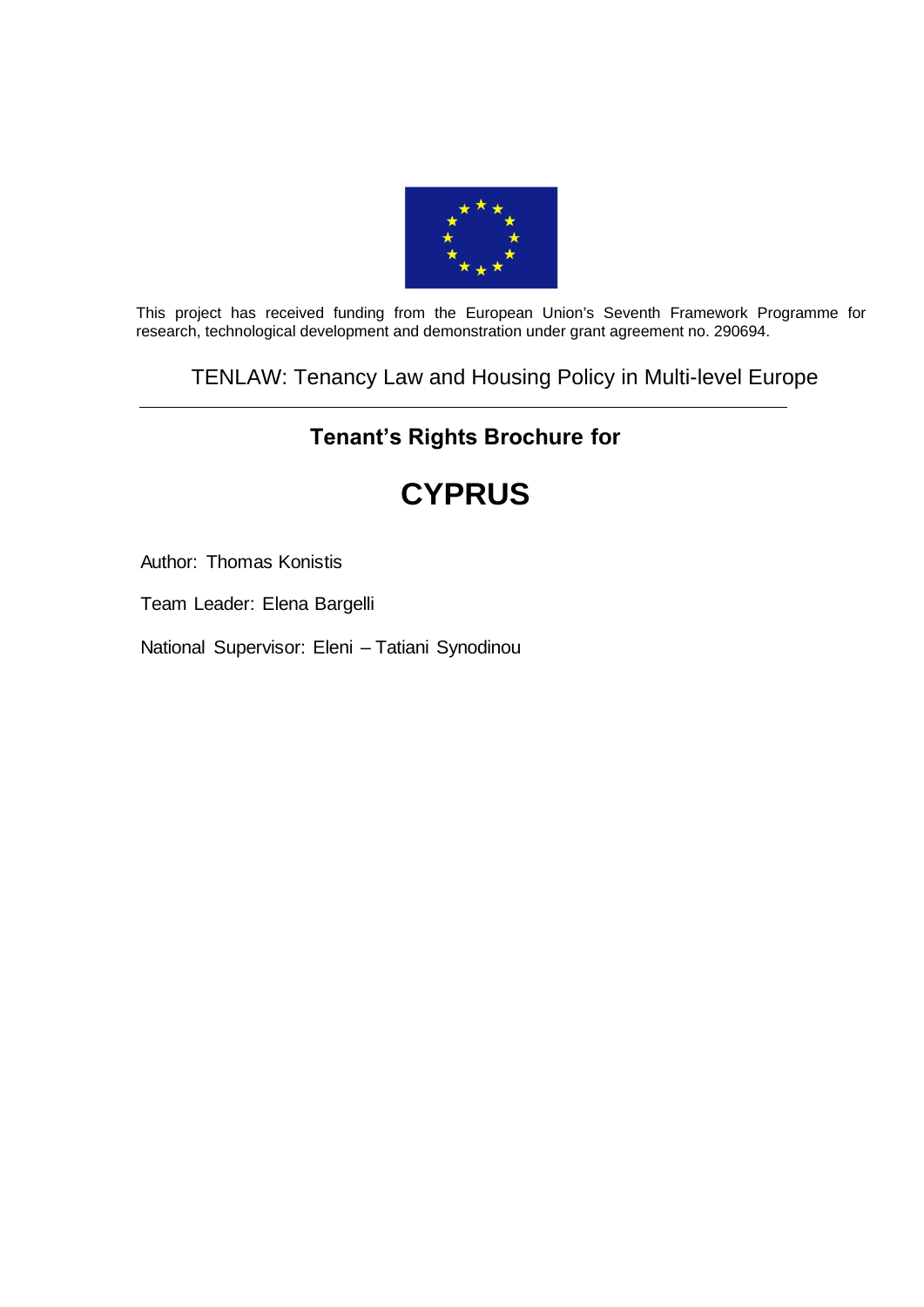This project has received funding from the European Union's Seventh Framework Programme for research, technological development and demonstration under grant agreement no. 290694.

TENLAW: Tenancy Law and Housing Policy in Multi-level Europe

---

## Tenant's Rights Brochure for

# CYPRUS

Author: Thomas Konistis

Team Leader: Elena Bargelli

National Supervisor: Eleni – Tatiani Synodinou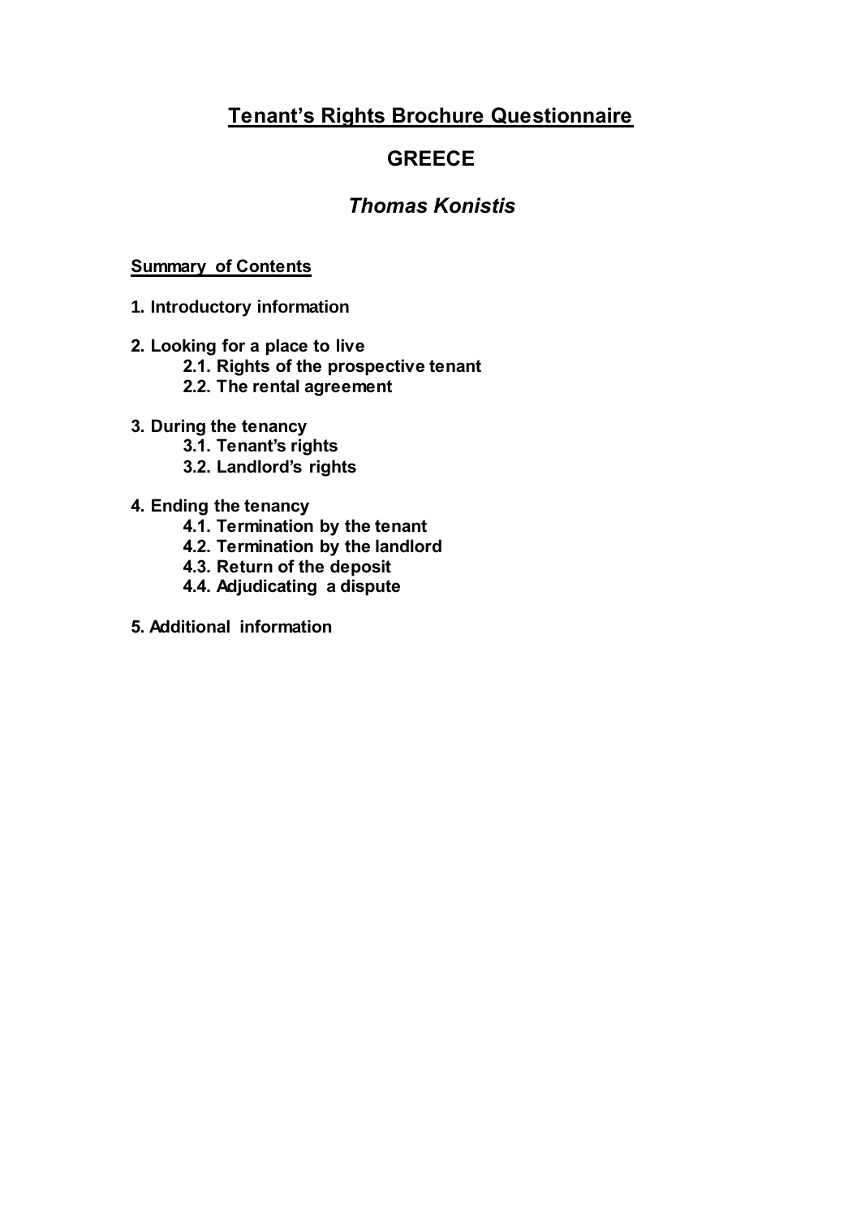# Tenant's Rights Brochure Questionnaire

## GREECE

### *Thomas Konistis*

**Summary of Contents**

**1. Introductory information**

**2. Looking for a place to live**
- **2.1. Rights of the prospective tenant**
- **2.2. The rental agreement**

**3. During the tenancy**
- **3.1. Tenant's rights**
- **3.2. Landlord's rights**

**4. Ending the tenancy**
- **4.1. Termination by the tenant**
- **4.2. Termination by the landlord**
- **4.3. Return of the deposit**
- **4.4. Adjudicating a dispute**

**5. Additional information**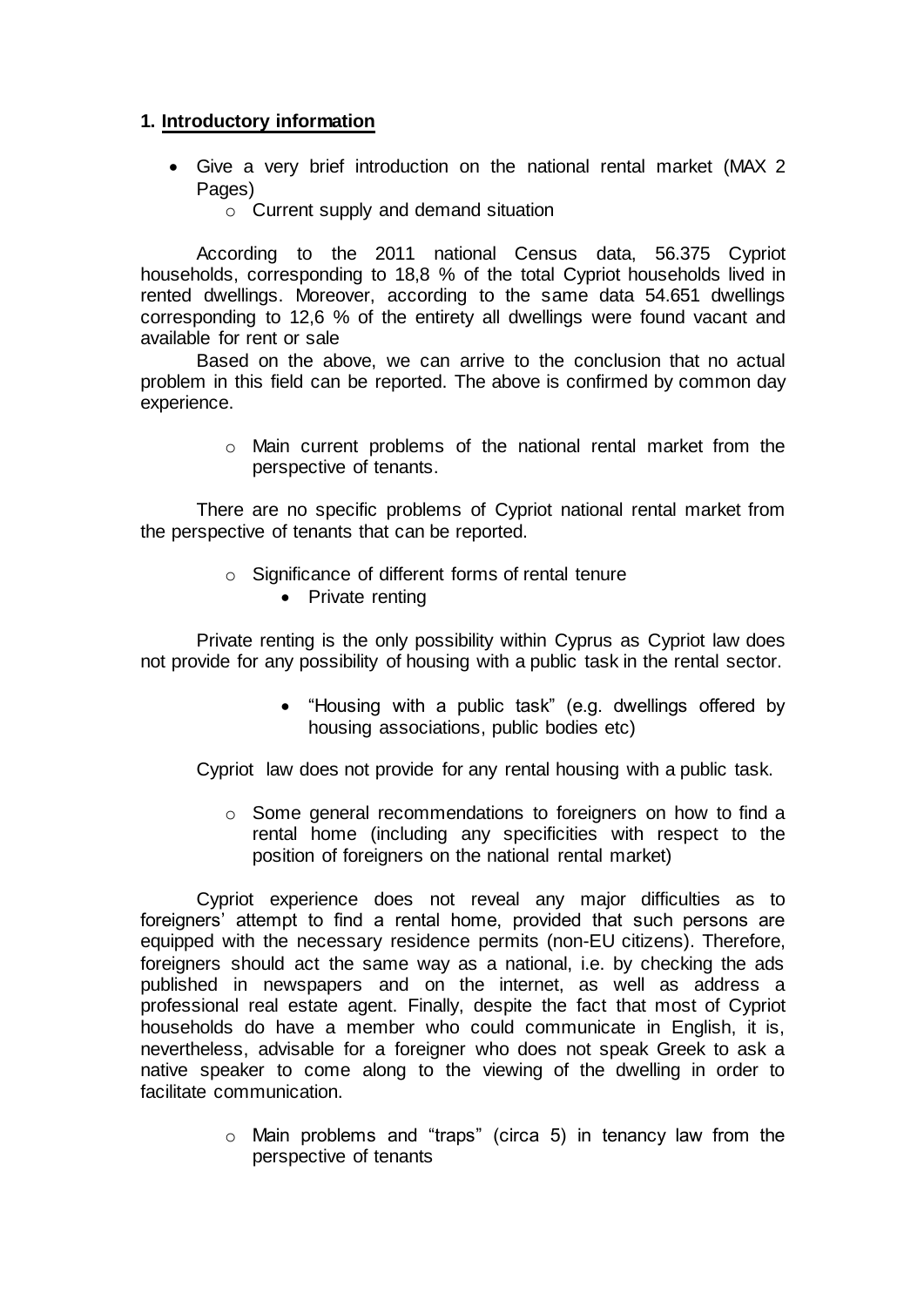## 1. Introductory information

- Give a very brief introduction on the national rental market (MAX 2 Pages)
  - Current supply and demand situation

According to the 2011 national Census data, 56.375 Cypriot households, corresponding to 18,8 % of the total Cypriot households lived in rented dwellings. Moreover, according to the same data 54.651 dwellings corresponding to 12,6 % of the entirety all dwellings were found vacant and available for rent or sale

Based on the above, we can arrive to the conclusion that no actual problem in this field can be reported. The above is confirmed by common day experience.

- Main current problems of the national rental market from the perspective of tenants.

There are no specific problems of Cypriot national rental market from the perspective of tenants that can be reported.

- Significance of different forms of rental tenure
  - Private renting

Private renting is the only possibility within Cyprus as Cypriot law does not provide for any possibility of housing with a public task in the rental sector.

- "Housing with a public task" (e.g. dwellings offered by housing associations, public bodies etc)

Cypriot law does not provide for any rental housing with a public task.

- Some general recommendations to foreigners on how to find a rental home (including any specificities with respect to the position of foreigners on the national rental market)

Cypriot experience does not reveal any major difficulties as to foreigners' attempt to find a rental home, provided that such persons are equipped with the necessary residence permits (non-EU citizens). Therefore, foreigners should act the same way as a national, i.e. by checking the ads published in newspapers and on the internet, as well as address a professional real estate agent. Finally, despite the fact that most of Cypriot households do have a member who could communicate in English, it is, nevertheless, advisable for a foreigner who does not speak Greek to ask a native speaker to come along to the viewing of the dwelling in order to facilitate communication.

- Main problems and "traps" (circa 5) in tenancy law from the perspective of tenants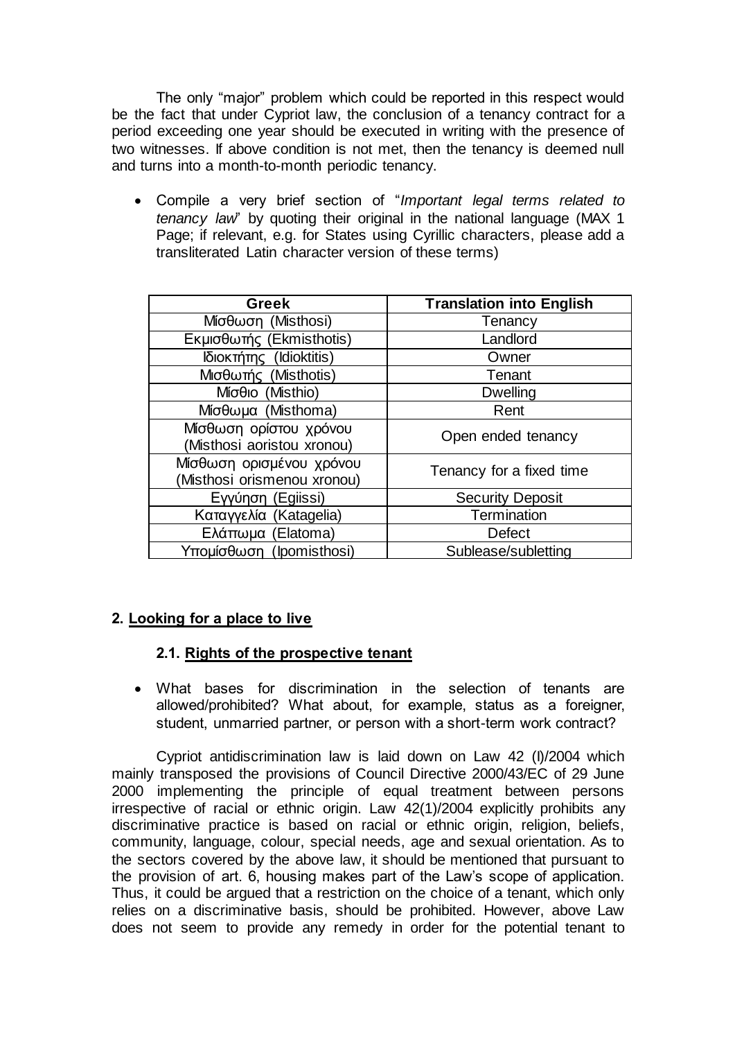The only "major" problem which could be reported in this respect would be the fact that under Cypriot law, the conclusion of a tenancy contract for a period exceeding one year should be executed in writing with the presence of two witnesses. If above condition is not met, then the tenancy is deemed null and turns into a month-to-month periodic tenancy.

- Compile a very brief section of "*Important legal terms related to tenancy law*" by quoting their original in the national language (MAX 1 Page; if relevant, e.g. for States using Cyrillic characters, please add a transliterated Latin character version of these terms)

| Greek | Translation into English |
|---|---|
| Μίσθωση (Misthosi) | Tenancy |
| Εκμισθωτής (Ekmisthotis) | Landlord |
| Ιδιοκτήτης (Idioktitis) | Owner |
| Μισθωτής (Misthotis) | Tenant |
| Μίσθιο (Misthio) | Dwelling |
| Μίσθωμα (Misthoma) | Rent |
| Μίσθωση αορίστου χρόνου (Misthosi aoristou xronou) | Open ended tenancy |
| Μίσθωση ορισμένου χρόνου (Misthosi orismenou xronou) | Tenancy for a fixed time |
| Εγγύηση (Egiissi) | Security Deposit |
| Καταγγελία (Katagelia) | Termination |
| Ελάττωμα (Elatoma) | Defect |
| Υπομίσθωση (Ipomisthosi) | Sublease/subletting |

## 2. Looking for a place to live

### 2.1. Rights of the prospective tenant

- What bases for discrimination in the selection of tenants are allowed/prohibited? What about, for example, status as a foreigner, student, unmarried partner, or person with a short-term work contract?

Cypriot antidiscrimination law is laid down on Law 42 (I)/2004 which mainly transposed the provisions of Council Directive 2000/43/EC of 29 June 2000 implementing the principle of equal treatment between persons irrespective of racial or ethnic origin. Law 42(1)/2004 explicitly prohibits any discriminative practice is based on racial or ethnic origin, religion, beliefs, community, language, colour, special needs, age and sexual orientation. As to the sectors covered by the above law, it should be mentioned that pursuant to the provision of art. 6, housing makes part of the Law's scope of application. Thus, it could be argued that a restriction on the choice of a tenant, which only relies on a discriminative basis, should be prohibited. However, above Law does not seem to provide any remedy in order for the potential tenant to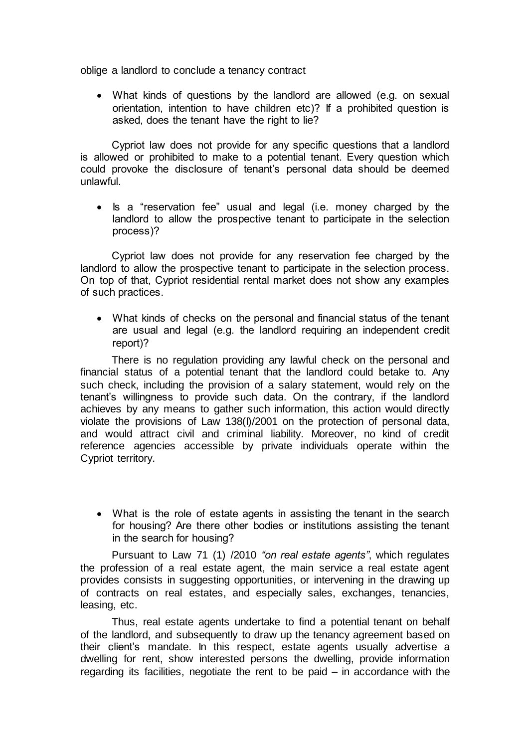oblige a landlord to conclude a tenancy contract

- What kinds of questions by the landlord are allowed (e.g. on sexual orientation, intention to have children etc)? If a prohibited question is asked, does the tenant have the right to lie?

Cypriot law does not provide for any specific questions that a landlord is allowed or prohibited to make to a potential tenant. Every question which could provoke the disclosure of tenant's personal data should be deemed unlawful.

- Is a "reservation fee" usual and legal (i.e. money charged by the landlord to allow the prospective tenant to participate in the selection process)?

Cypriot law does not provide for any reservation fee charged by the landlord to allow the prospective tenant to participate in the selection process. On top of that, Cypriot residential rental market does not show any examples of such practices.

- What kinds of checks on the personal and financial status of the tenant are usual and legal (e.g. the landlord requiring an independent credit report)?

There is no regulation providing any lawful check on the personal and financial status of a potential tenant that the landlord could betake to. Any such check, including the provision of a salary statement, would rely on the tenant's willingness to provide such data. On the contrary, if the landlord achieves by any means to gather such information, this action would directly violate the provisions of Law 138(I)/2001 on the protection of personal data, and would attract civil and criminal liability. Moreover, no kind of credit reference agencies accessible by private individuals operate within the Cypriot territory.

- What is the role of estate agents in assisting the tenant in the search for housing? Are there other bodies or institutions assisting the tenant in the search for housing?

Pursuant to Law 71 (1) /2010 *"on real estate agents"*, which regulates the profession of a real estate agent, the main service a real estate agent provides consists in suggesting opportunities, or intervening in the drawing up of contracts on real estates, and especially sales, exchanges, tenancies, leasing, etc.

Thus, real estate agents undertake to find a potential tenant on behalf of the landlord, and subsequently to draw up the tenancy agreement based on their client's mandate. In this respect, estate agents usually advertise a dwelling for rent, show interested persons the dwelling, provide information regarding its facilities, negotiate the rent to be paid – in accordance with the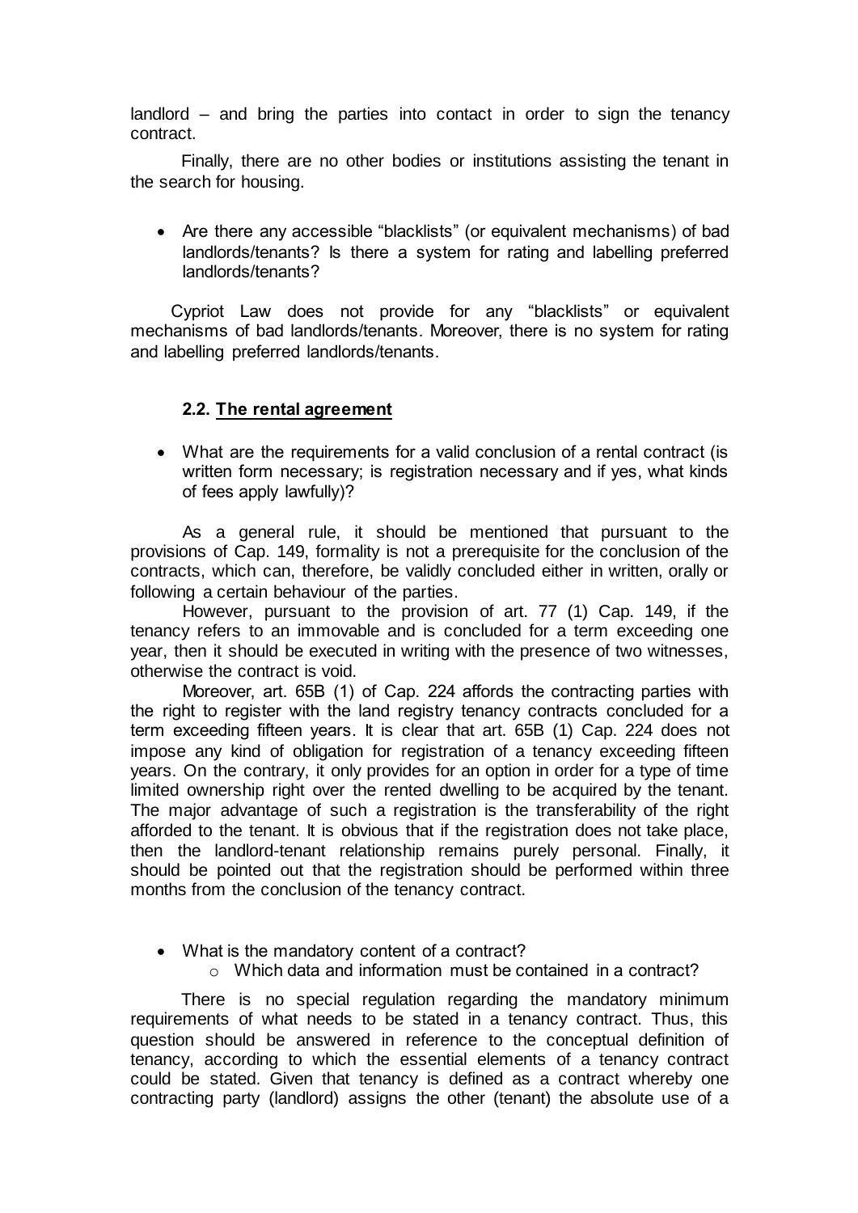landlord – and bring the parties into contact in order to sign the tenancy contract.

Finally, there are no other bodies or institutions assisting the tenant in the search for housing.

- Are there any accessible "blacklists" (or equivalent mechanisms) of bad landlords/tenants? Is there a system for rating and labelling preferred landlords/tenants?

Cypriot Law does not provide for any "blacklists" or equivalent mechanisms of bad landlords/tenants. Moreover, there is no system for rating and labelling preferred landlords/tenants.

### 2.2. The rental agreement

- What are the requirements for a valid conclusion of a rental contract (is written form necessary; is registration necessary and if yes, what kinds of fees apply lawfully)?

As a general rule, it should be mentioned that pursuant to the provisions of Cap. 149, formality is not a prerequisite for the conclusion of the contracts, which can, therefore, be validly concluded either in written, orally or following a certain behaviour of the parties.

However, pursuant to the provision of art. 77 (1) Cap. 149, if the tenancy refers to an immovable and is concluded for a term exceeding one year, then it should be executed in writing with the presence of two witnesses, otherwise the contract is void.

Moreover, art. 65B (1) of Cap. 224 affords the contracting parties with the right to register with the land registry tenancy contracts concluded for a term exceeding fifteen years. It is clear that art. 65B (1) Cap. 224 does not impose any kind of obligation for registration of a tenancy exceeding fifteen years. On the contrary, it only provides for an option in order for a type of time limited ownership right over the rented dwelling to be acquired by the tenant. The major advantage of such a registration is the transferability of the right afforded to the tenant. It is obvious that if the registration does not take place, then the landlord-tenant relationship remains purely personal. Finally, it should be pointed out that the registration should be performed within three months from the conclusion of the tenancy contract.

- What is the mandatory content of a contract?
  - Which data and information must be contained in a contract?

There is no special regulation regarding the mandatory minimum requirements of what needs to be stated in a tenancy contract. Thus, this question should be answered in reference to the conceptual definition of tenancy, according to which the essential elements of a tenancy contract could be stated. Given that tenancy is defined as a contract whereby one contracting party (landlord) assigns the other (tenant) the absolute use of a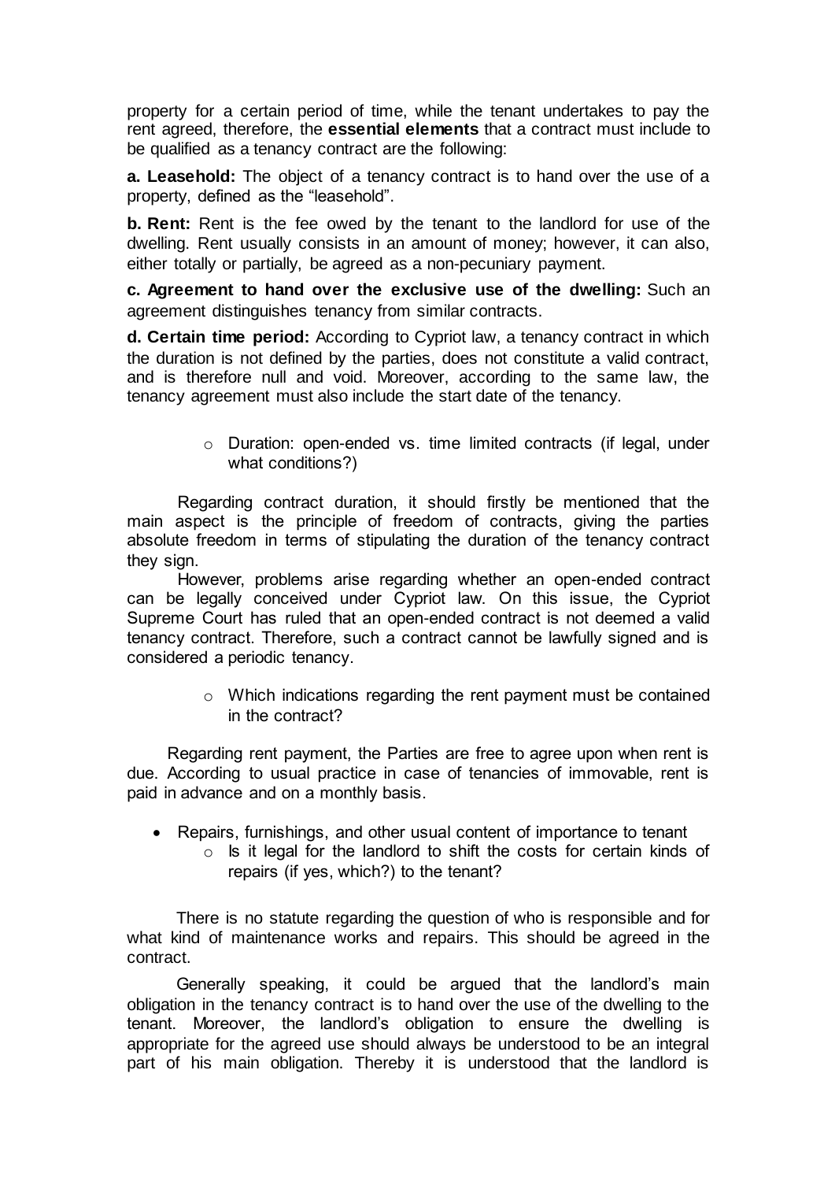property for a certain period of time, while the tenant undertakes to pay the rent agreed, therefore, the **essential elements** that a contract must include to be qualified as a tenancy contract are the following:

**a. Leasehold:** The object of a tenancy contract is to hand over the use of a property, defined as the "leasehold".

**b. Rent:** Rent is the fee owed by the tenant to the landlord for use of the dwelling. Rent usually consists in an amount of money; however, it can also, either totally or partially, be agreed as a non-pecuniary payment.

**c. Agreement to hand over the exclusive use of the dwelling:** Such an agreement distinguishes tenancy from similar contracts.

**d. Certain time period:** According to Cypriot law, a tenancy contract in which the duration is not defined by the parties, does not constitute a valid contract, and is therefore null and void. Moreover, according to the same law, the tenancy agreement must also include the start date of the tenancy.

- Duration: open-ended vs. time limited contracts (if legal, under what conditions?)

Regarding contract duration, it should firstly be mentioned that the main aspect is the principle of freedom of contracts, giving the parties absolute freedom in terms of stipulating the duration of the tenancy contract they sign.

However, problems arise regarding whether an open-ended contract can be legally conceived under Cypriot law. On this issue, the Cypriot Supreme Court has ruled that an open-ended contract is not deemed a valid tenancy contract. Therefore, such a contract cannot be lawfully signed and is considered a periodic tenancy.

- Which indications regarding the rent payment must be contained in the contract?

Regarding rent payment, the Parties are free to agree upon when rent is due. According to usual practice in case of tenancies of immovable, rent is paid in advance and on a monthly basis.

- Repairs, furnishings, and other usual content of importance to tenant
  - Is it legal for the landlord to shift the costs for certain kinds of repairs (if yes, which?) to the tenant?

There is no statute regarding the question of who is responsible and for what kind of maintenance works and repairs. This should be agreed in the contract.

Generally speaking, it could be argued that the landlord's main obligation in the tenancy contract is to hand over the use of the dwelling to the tenant. Moreover, the landlord's obligation to ensure the dwelling is appropriate for the agreed use should always be understood to be an integral part of his main obligation. Thereby it is understood that the landlord is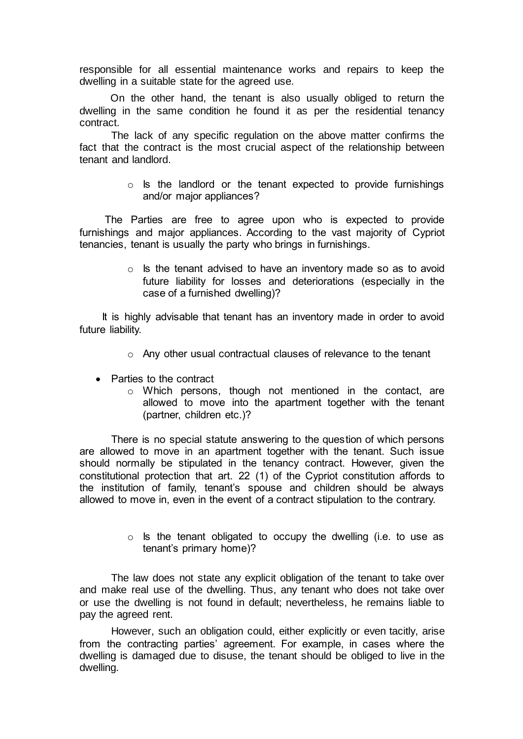responsible for all essential maintenance works and repairs to keep the dwelling in a suitable state for the agreed use.

On the other hand, the tenant is also usually obliged to return the dwelling in the same condition he found it as per the residential tenancy contract.

The lack of any specific regulation on the above matter confirms the fact that the contract is the most crucial aspect of the relationship between tenant and landlord.

- Is the landlord or the tenant expected to provide furnishings and/or major appliances?

The Parties are free to agree upon who is expected to provide furnishings and major appliances. According to the vast majority of Cypriot tenancies, tenant is usually the party who brings in furnishings.

- Is the tenant advised to have an inventory made so as to avoid future liability for losses and deteriorations (especially in the case of a furnished dwelling)?

It is highly advisable that tenant has an inventory made in order to avoid future liability.

- Any other usual contractual clauses of relevance to the tenant

- Parties to the contract
  - Which persons, though not mentioned in the contact, are allowed to move into the apartment together with the tenant (partner, children etc.)?

There is no special statute answering to the question of which persons are allowed to move in an apartment together with the tenant. Such issue should normally be stipulated in the tenancy contract. However, given the constitutional protection that art. 22 (1) of the Cypriot constitution affords to the institution of family, tenant's spouse and children should be always allowed to move in, even in the event of a contract stipulation to the contrary.

- Is the tenant obligated to occupy the dwelling (i.e. to use as tenant's primary home)?

The law does not state any explicit obligation of the tenant to take over and make real use of the dwelling. Thus, any tenant who does not take over or use the dwelling is not found in default; nevertheless, he remains liable to pay the agreed rent.

However, such an obligation could, either explicitly or even tacitly, arise from the contracting parties' agreement. For example, in cases where the dwelling is damaged due to disuse, the tenant should be obliged to live in the dwelling.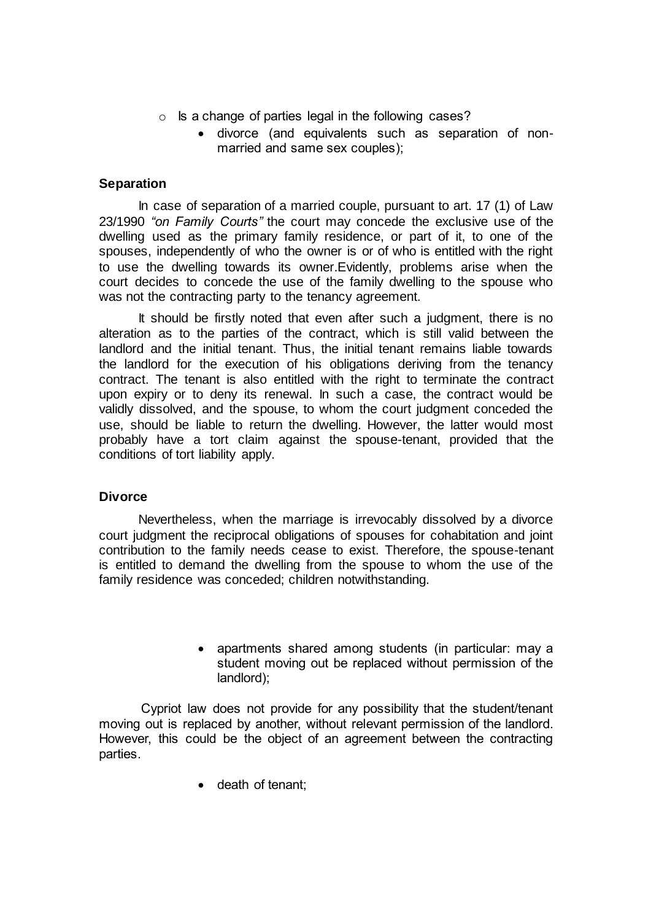- Is a change of parties legal in the following cases?
    - divorce (and equivalents such as separation of non-married and same sex couples);

**Separation**

In case of separation of a married couple, pursuant to art. 17 (1) of Law 23/1990 *"on Family Courts"* the court may concede the exclusive use of the dwelling used as the primary family residence, or part of it, to one of the spouses, independently of who the owner is or of who is entitled with the right to use the dwelling towards its owner.Evidently, problems arise when the court decides to concede the use of the family dwelling to the spouse who was not the contracting party to the tenancy agreement.

It should be firstly noted that even after such a judgment, there is no alteration as to the parties of the contract, which is still valid between the landlord and the initial tenant. Thus, the initial tenant remains liable towards the landlord for the execution of his obligations deriving from the tenancy contract. The tenant is also entitled with the right to terminate the contract upon expiry or to deny its renewal. In such a case, the contract would be validly dissolved, and the spouse, to whom the court judgment conceded the use, should be liable to return the dwelling. However, the latter would most probably have a tort claim against the spouse-tenant, provided that the conditions of tort liability apply.

**Divorce**

Nevertheless, when the marriage is irrevocably dissolved by a divorce court judgment the reciprocal obligations of spouses for cohabitation and joint contribution to the family needs cease to exist. Therefore, the spouse-tenant is entitled to demand the dwelling from the spouse to whom the use of the family residence was conceded; children notwithstanding.

- apartments shared among students (in particular: may a student moving out be replaced without permission of the landlord);

Cypriot law does not provide for any possibility that the student/tenant moving out is replaced by another, without relevant permission of the landlord. However, this could be the object of an agreement between the contracting parties.

- death of tenant;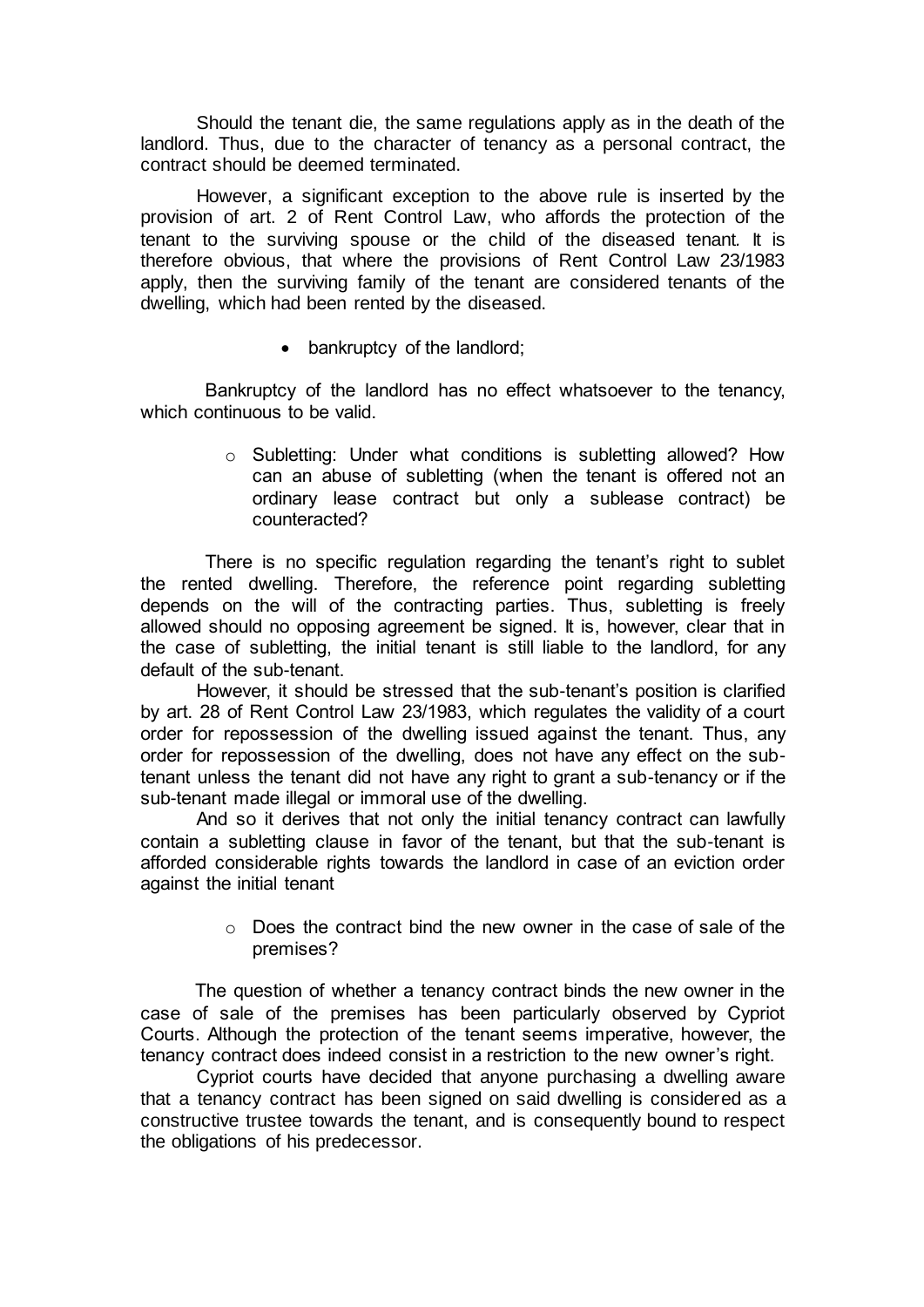Should the tenant die, the same regulations apply as in the death of the landlord. Thus, due to the character of tenancy as a personal contract, the contract should be deemed terminated.

However, a significant exception to the above rule is inserted by the provision of art. 2 of Rent Control Law, who affords the protection of the tenant to the surviving spouse or the child of the diseased tenant. It is therefore obvious, that where the provisions of Rent Control Law 23/1983 apply, then the surviving family of the tenant are considered tenants of the dwelling, which had been rented by the diseased.

- bankruptcy of the landlord;

Bankruptcy of the landlord has no effect whatsoever to the tenancy, which continuous to be valid.

- Subletting: Under what conditions is subletting allowed? How can an abuse of subletting (when the tenant is offered not an ordinary lease contract but only a sublease contract) be counteracted?

There is no specific regulation regarding the tenant's right to sublet the rented dwelling. Therefore, the reference point regarding subletting depends on the will of the contracting parties. Thus, subletting is freely allowed should no opposing agreement be signed. It is, however, clear that in the case of subletting, the initial tenant is still liable to the landlord, for any default of the sub-tenant.

However, it should be stressed that the sub-tenant's position is clarified by art. 28 of Rent Control Law 23/1983, which regulates the validity of a court order for repossession of the dwelling issued against the tenant. Thus, any order for repossession of the dwelling, does not have any effect on the sub-tenant unless the tenant did not have any right to grant a sub-tenancy or if the sub-tenant made illegal or immoral use of the dwelling.

And so it derives that not only the initial tenancy contract can lawfully contain a subletting clause in favor of the tenant, but that the sub-tenant is afforded considerable rights towards the landlord in case of an eviction order against the initial tenant

- Does the contract bind the new owner in the case of sale of the premises?

The question of whether a tenancy contract binds the new owner in the case of sale of the premises has been particularly observed by Cypriot Courts. Although the protection of the tenant seems imperative, however, the tenancy contract does indeed consist in a restriction to the new owner's right.

Cypriot courts have decided that anyone purchasing a dwelling aware that a tenancy contract has been signed on said dwelling is considered as a constructive trustee towards the tenant, and is consequently bound to respect the obligations of his predecessor.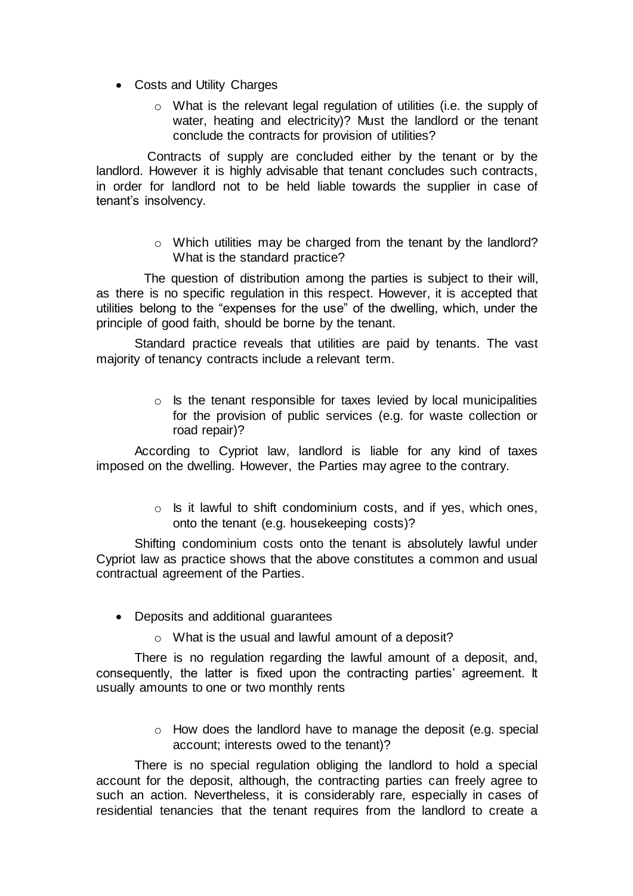- Costs and Utility Charges
  - What is the relevant legal regulation of utilities (i.e. the supply of water, heating and electricity)? Must the landlord or the tenant conclude the contracts for provision of utilities?

Contracts of supply are concluded either by the tenant or by the landlord. However it is highly advisable that tenant concludes such contracts, in order for landlord not to be held liable towards the supplier in case of tenant's insolvency.

  - Which utilities may be charged from the tenant by the landlord? What is the standard practice?

The question of distribution among the parties is subject to their will, as there is no specific regulation in this respect. However, it is accepted that utilities belong to the "expenses for the use" of the dwelling, which, under the principle of good faith, should be borne by the tenant.

Standard practice reveals that utilities are paid by tenants. The vast majority of tenancy contracts include a relevant term.

  - Is the tenant responsible for taxes levied by local municipalities for the provision of public services (e.g. for waste collection or road repair)?

According to Cypriot law, landlord is liable for any kind of taxes imposed on the dwelling. However, the Parties may agree to the contrary.

  - Is it lawful to shift condominium costs, and if yes, which ones, onto the tenant (e.g. housekeeping costs)?

Shifting condominium costs onto the tenant is absolutely lawful under Cypriot law as practice shows that the above constitutes a common and usual contractual agreement of the Parties.

- Deposits and additional guarantees
  - What is the usual and lawful amount of a deposit?

There is no regulation regarding the lawful amount of a deposit, and, consequently, the latter is fixed upon the contracting parties' agreement. It usually amounts to one or two monthly rents

  - How does the landlord have to manage the deposit (e.g. special account; interests owed to the tenant)?

There is no special regulation obliging the landlord to hold a special account for the deposit, although, the contracting parties can freely agree to such an action. Nevertheless, it is considerably rare, especially in cases of residential tenancies that the tenant requires from the landlord to create a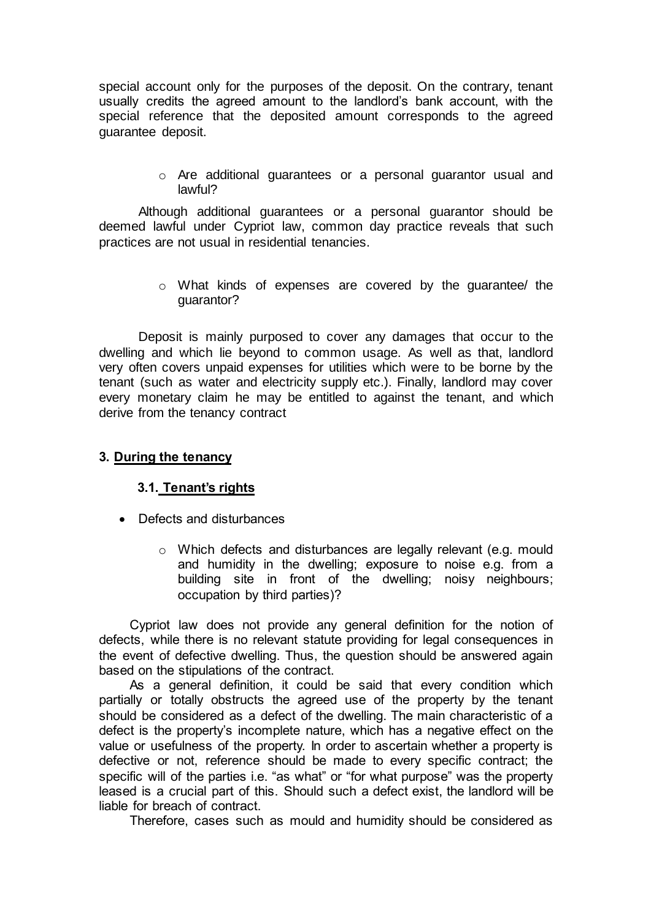special account only for the purposes of the deposit. On the contrary, tenant usually credits the agreed amount to the landlord's bank account, with the special reference that the deposited amount corresponds to the agreed guarantee deposit.

- Are additional guarantees or a personal guarantor usual and lawful?

Although additional guarantees or a personal guarantor should be deemed lawful under Cypriot law, common day practice reveals that such practices are not usual in residential tenancies.

- What kinds of expenses are covered by the guarantee/ the guarantor?

Deposit is mainly purposed to cover any damages that occur to the dwelling and which lie beyond to common usage. As well as that, landlord very often covers unpaid expenses for utilities which were to be borne by the tenant (such as water and electricity supply etc.). Finally, landlord may cover every monetary claim he may be entitled to against the tenant, and which derive from the tenancy contract

### 3. <u>During the tenancy</u>

#### 3.1. <u>Tenant's rights</u>

- Defects and disturbances
  - Which defects and disturbances are legally relevant (e.g. mould and humidity in the dwelling; exposure to noise e.g. from a building site in front of the dwelling; noisy neighbours; occupation by third parties)?

Cypriot law does not provide any general definition for the notion of defects, while there is no relevant statute providing for legal consequences in the event of defective dwelling. Thus, the question should be answered again based on the stipulations of the contract.

As a general definition, it could be said that every condition which partially or totally obstructs the agreed use of the property by the tenant should be considered as a defect of the dwelling. The main characteristic of a defect is the property's incomplete nature, which has a negative effect on the value or usefulness of the property. In order to ascertain whether a property is defective or not, reference should be made to every specific contract; the specific will of the parties i.e. "as what" or "for what purpose" was the property leased is a crucial part of this. Should such a defect exist, the landlord will be liable for breach of contract.

Therefore, cases such as mould and humidity should be considered as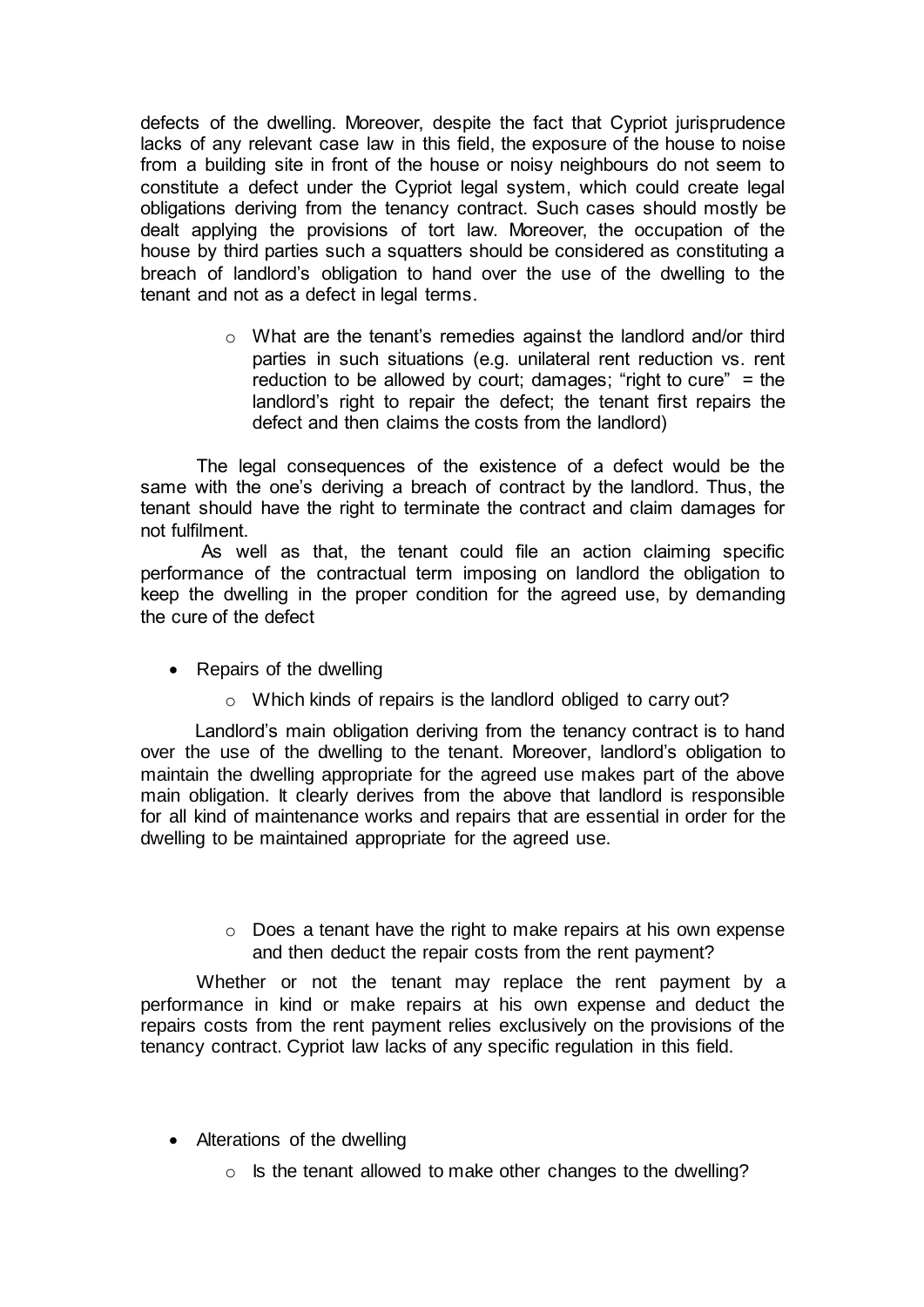defects of the dwelling. Moreover, despite the fact that Cypriot jurisprudence lacks of any relevant case law in this field, the exposure of the house to noise from a building site in front of the house or noisy neighbours do not seem to constitute a defect under the Cypriot legal system, which could create legal obligations deriving from the tenancy contract. Such cases should mostly be dealt applying the provisions of tort law. Moreover, the occupation of the house by third parties such a squatters should be considered as constituting a breach of landlord's obligation to hand over the use of the dwelling to the tenant and not as a defect in legal terms.

- What are the tenant's remedies against the landlord and/or third parties in such situations (e.g. unilateral rent reduction vs. rent reduction to be allowed by court; damages; "right to cure" = the landlord's right to repair the defect; the tenant first repairs the defect and then claims the costs from the landlord)

The legal consequences of the existence of a defect would be the same with the one's deriving a breach of contract by the landlord. Thus, the tenant should have the right to terminate the contract and claim damages for not fulfilment.

As well as that, the tenant could file an action claiming specific performance of the contractual term imposing on landlord the obligation to keep the dwelling in the proper condition for the agreed use, by demanding the cure of the defect

- Repairs of the dwelling
  - Which kinds of repairs is the landlord obliged to carry out?

Landlord's main obligation deriving from the tenancy contract is to hand over the use of the dwelling to the tenant. Moreover, landlord's obligation to maintain the dwelling appropriate for the agreed use makes part of the above main obligation. It clearly derives from the above that landlord is responsible for all kind of maintenance works and repairs that are essential in order for the dwelling to be maintained appropriate for the agreed use.

- Does a tenant have the right to make repairs at his own expense and then deduct the repair costs from the rent payment?

Whether or not the tenant may replace the rent payment by a performance in kind or make repairs at his own expense and deduct the repairs costs from the rent payment relies exclusively on the provisions of the tenancy contract. Cypriot law lacks of any specific regulation in this field.

- Alterations of the dwelling
  - Is the tenant allowed to make other changes to the dwelling?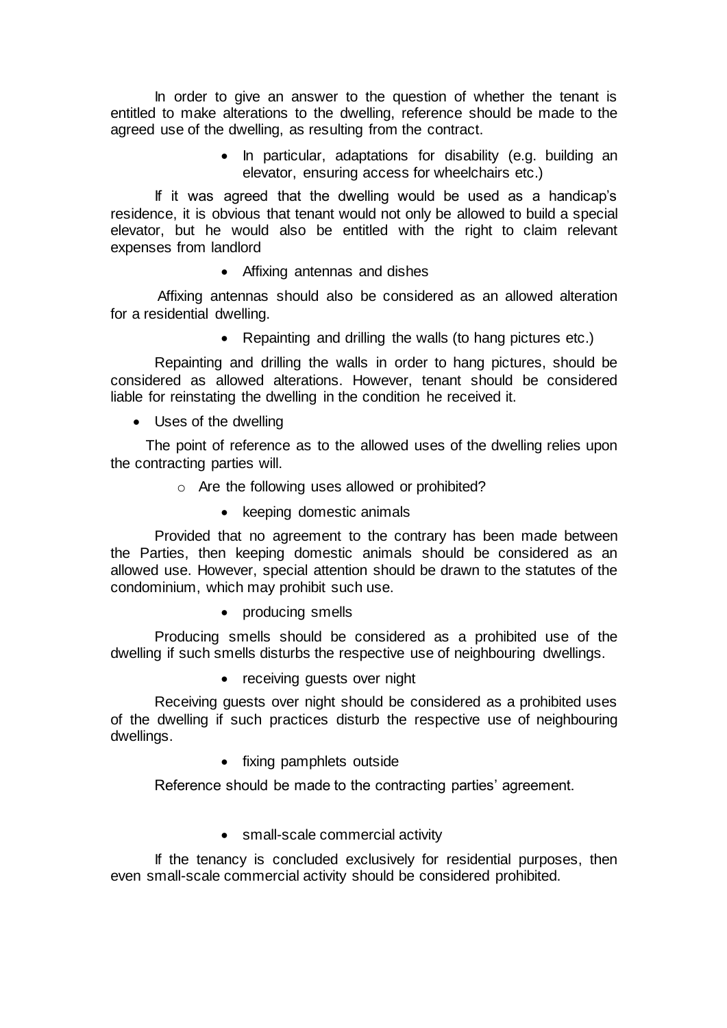In order to give an answer to the question of whether the tenant is entitled to make alterations to the dwelling, reference should be made to the agreed use of the dwelling, as resulting from the contract.

- In particular, adaptations for disability (e.g. building an elevator, ensuring access for wheelchairs etc.)

If it was agreed that the dwelling would be used as a handicap's residence, it is obvious that tenant would not only be allowed to build a special elevator, but he would also be entitled with the right to claim relevant expenses from landlord

- Affixing antennas and dishes

Affixing antennas should also be considered as an allowed alteration for a residential dwelling.

- Repainting and drilling the walls (to hang pictures etc.)

Repainting and drilling the walls in order to hang pictures, should be considered as allowed alterations. However, tenant should be considered liable for reinstating the dwelling in the condition he received it.

- Uses of the dwelling

The point of reference as to the allowed uses of the dwelling relies upon the contracting parties will.

- Are the following uses allowed or prohibited?
  - keeping domestic animals

Provided that no agreement to the contrary has been made between the Parties, then keeping domestic animals should be considered as an allowed use. However, special attention should be drawn to the statutes of the condominium, which may prohibit such use.

- producing smells

Producing smells should be considered as a prohibited use of the dwelling if such smells disturbs the respective use of neighbouring dwellings.

- receiving guests over night

Receiving guests over night should be considered as a prohibited uses of the dwelling if such practices disturb the respective use of neighbouring dwellings.

- fixing pamphlets outside

Reference should be made to the contracting parties' agreement.

- small-scale commercial activity

If the tenancy is concluded exclusively for residential purposes, then even small-scale commercial activity should be considered prohibited.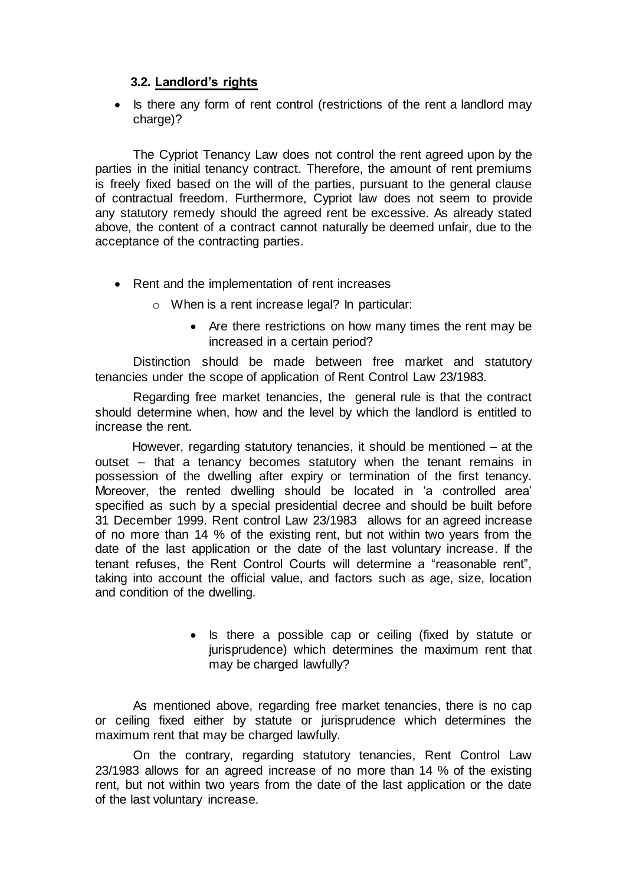### 3.2. Landlord's rights

- Is there any form of rent control (restrictions of the rent a landlord may charge)?

The Cypriot Tenancy Law does not control the rent agreed upon by the parties in the initial tenancy contract. Therefore, the amount of rent premiums is freely fixed based on the will of the parties, pursuant to the general clause of contractual freedom. Furthermore, Cypriot law does not seem to provide any statutory remedy should the agreed rent be excessive. As already stated above, the content of a contract cannot naturally be deemed unfair, due to the acceptance of the contracting parties.

- Rent and the implementation of rent increases
  - When is a rent increase legal? In particular:
    - Are there restrictions on how many times the rent may be increased in a certain period?

Distinction should be made between free market and statutory tenancies under the scope of application of Rent Control Law 23/1983.

Regarding free market tenancies, the general rule is that the contract should determine when, how and the level by which the landlord is entitled to increase the rent.

However, regarding statutory tenancies, it should be mentioned – at the outset – that a tenancy becomes statutory when the tenant remains in possession of the dwelling after expiry or termination of the first tenancy. Moreover, the rented dwelling should be located in 'a controlled area' specified as such by a special presidential decree and should be built before 31 December 1999. Rent control Law 23/1983 allows for an agreed increase of no more than 14 % of the existing rent, but not within two years from the date of the last application or the date of the last voluntary increase. If the tenant refuses, the Rent Control Courts will determine a "reasonable rent", taking into account the official value, and factors such as age, size, location and condition of the dwelling.

- Is there a possible cap or ceiling (fixed by statute or jurisprudence) which determines the maximum rent that may be charged lawfully?

As mentioned above, regarding free market tenancies, there is no cap or ceiling fixed either by statute or jurisprudence which determines the maximum rent that may be charged lawfully.

On the contrary, regarding statutory tenancies, Rent Control Law 23/1983 allows for an agreed increase of no more than 14 % of the existing rent, but not within two years from the date of the last application or the date of the last voluntary increase.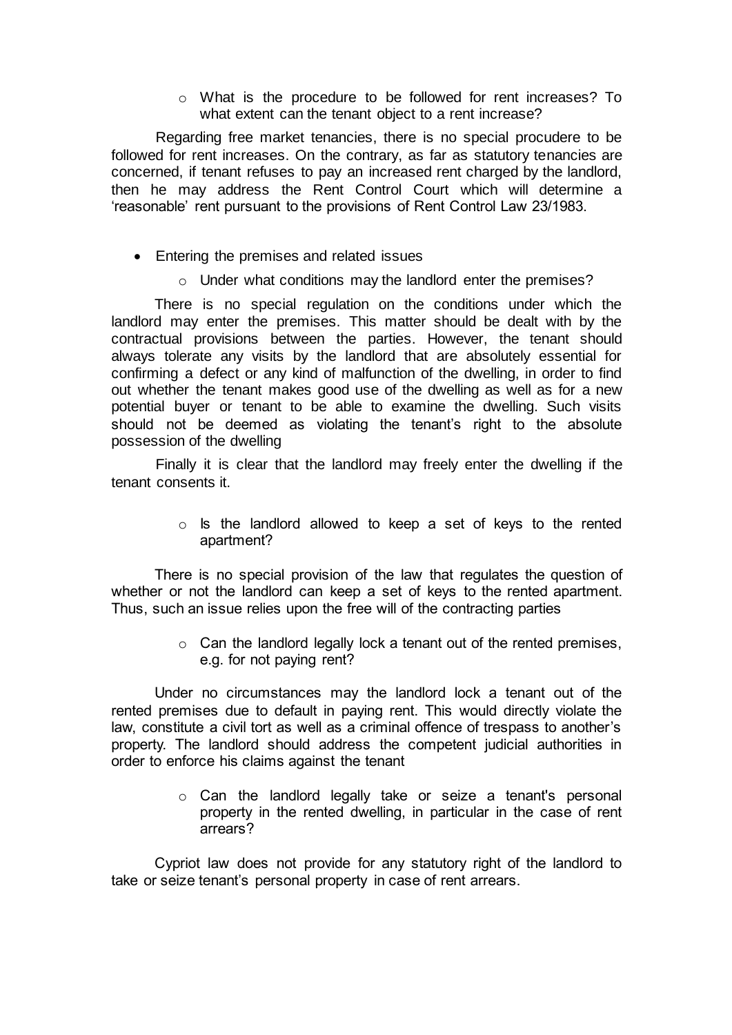- What is the procedure to be followed for rent increases? To what extent can the tenant object to a rent increase?

Regarding free market tenancies, there is no special procudere to be followed for rent increases. On the contrary, as far as statutory tenancies are concerned, if tenant refuses to pay an increased rent charged by the landlord, then he may address the Rent Control Court which will determine a 'reasonable' rent pursuant to the provisions of Rent Control Law 23/1983.

- Entering the premises and related issues
  - Under what conditions may the landlord enter the premises?

There is no special regulation on the conditions under which the landlord may enter the premises. This matter should be dealt with by the contractual provisions between the parties. However, the tenant should always tolerate any visits by the landlord that are absolutely essential for confirming a defect or any kind of malfunction of the dwelling, in order to find out whether the tenant makes good use of the dwelling as well as for a new potential buyer or tenant to be able to examine the dwelling. Such visits should not be deemed as violating the tenant's right to the absolute possession of the dwelling

Finally it is clear that the landlord may freely enter the dwelling if the tenant consents it.

- Is the landlord allowed to keep a set of keys to the rented apartment?

There is no special provision of the law that regulates the question of whether or not the landlord can keep a set of keys to the rented apartment. Thus, such an issue relies upon the free will of the contracting parties

- Can the landlord legally lock a tenant out of the rented premises, e.g. for not paying rent?

Under no circumstances may the landlord lock a tenant out of the rented premises due to default in paying rent. This would directly violate the law, constitute a civil tort as well as a criminal offence of trespass to another's property. The landlord should address the competent judicial authorities in order to enforce his claims against the tenant

- Can the landlord legally take or seize a tenant's personal property in the rented dwelling, in particular in the case of rent arrears?

Cypriot law does not provide for any statutory right of the landlord to take or seize tenant's personal property in case of rent arrears.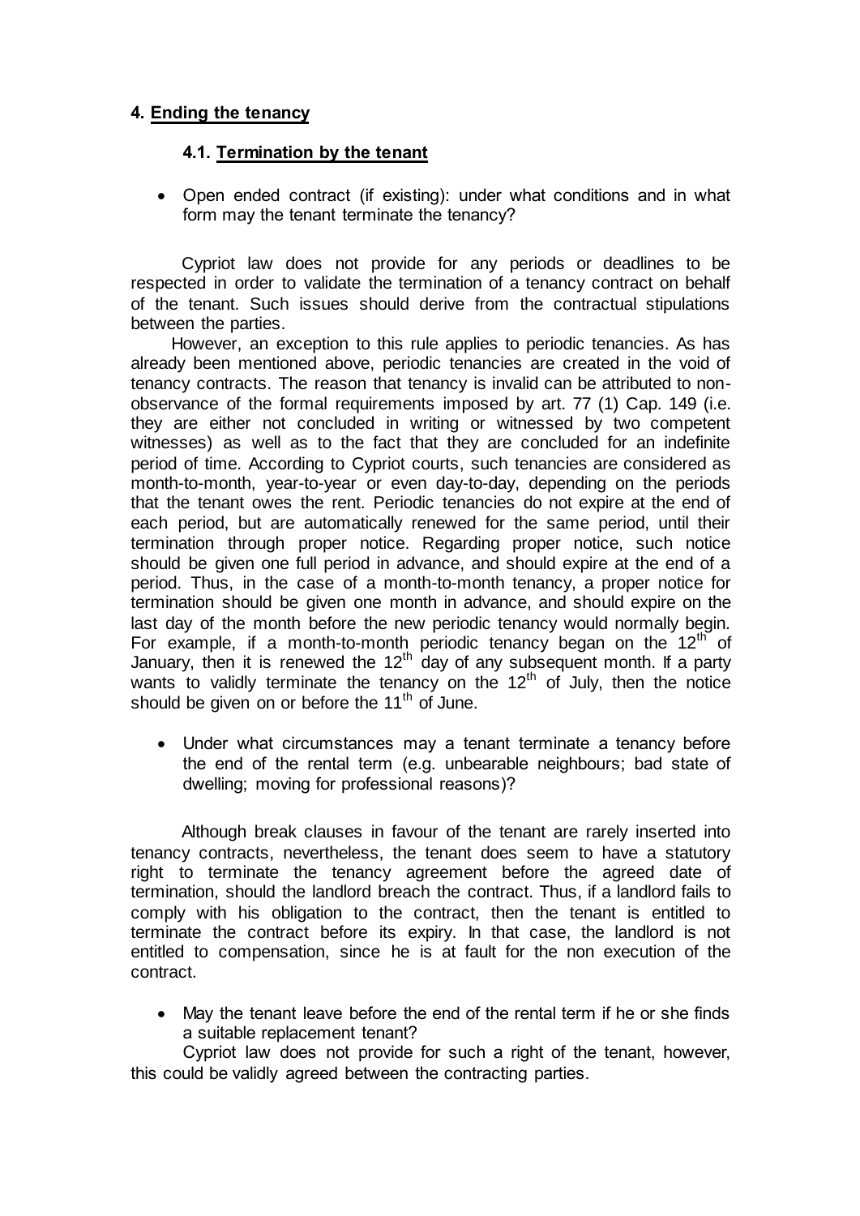## 4. Ending the tenancy

### 4.1. Termination by the tenant

- Open ended contract (if existing): under what conditions and in what form may the tenant terminate the tenancy?

Cypriot law does not provide for any periods or deadlines to be respected in order to validate the termination of a tenancy contract on behalf of the tenant. Such issues should derive from the contractual stipulations between the parties.

However, an exception to this rule applies to periodic tenancies. As has already been mentioned above, periodic tenancies are created in the void of tenancy contracts. The reason that tenancy is invalid can be attributed to non-observance of the formal requirements imposed by art. 77 (1) Cap. 149 (i.e. they are either not concluded in writing or witnessed by two competent witnesses) as well as to the fact that they are concluded for an indefinite period of time. According to Cypriot courts, such tenancies are considered as month-to-month, year-to-year or even day-to-day, depending on the periods that the tenant owes the rent. Periodic tenancies do not expire at the end of each period, but are automatically renewed for the same period, until their termination through proper notice. Regarding proper notice, such notice should be given one full period in advance, and should expire at the end of a period. Thus, in the case of a month-to-month tenancy, a proper notice for termination should be given one month in advance, and should expire on the last day of the month before the new periodic tenancy would normally begin. For example, if a month-to-month periodic tenancy began on the 12th of January, then it is renewed the 12th day of any subsequent month. If a party wants to validly terminate the tenancy on the 12th of July, then the notice should be given on or before the 11th of June.

- Under what circumstances may a tenant terminate a tenancy before the end of the rental term (e.g. unbearable neighbours; bad state of dwelling; moving for professional reasons)?

Although break clauses in favour of the tenant are rarely inserted into tenancy contracts, nevertheless, the tenant does seem to have a statutory right to terminate the tenancy agreement before the agreed date of termination, should the landlord breach the contract. Thus, if a landlord fails to comply with his obligation to the contract, then the tenant is entitled to terminate the contract before its expiry. In that case, the landlord is not entitled to compensation, since he is at fault for the non execution of the contract.

- May the tenant leave before the end of the rental term if he or she finds a suitable replacement tenant?

Cypriot law does not provide for such a right of the tenant, however, this could be validly agreed between the contracting parties.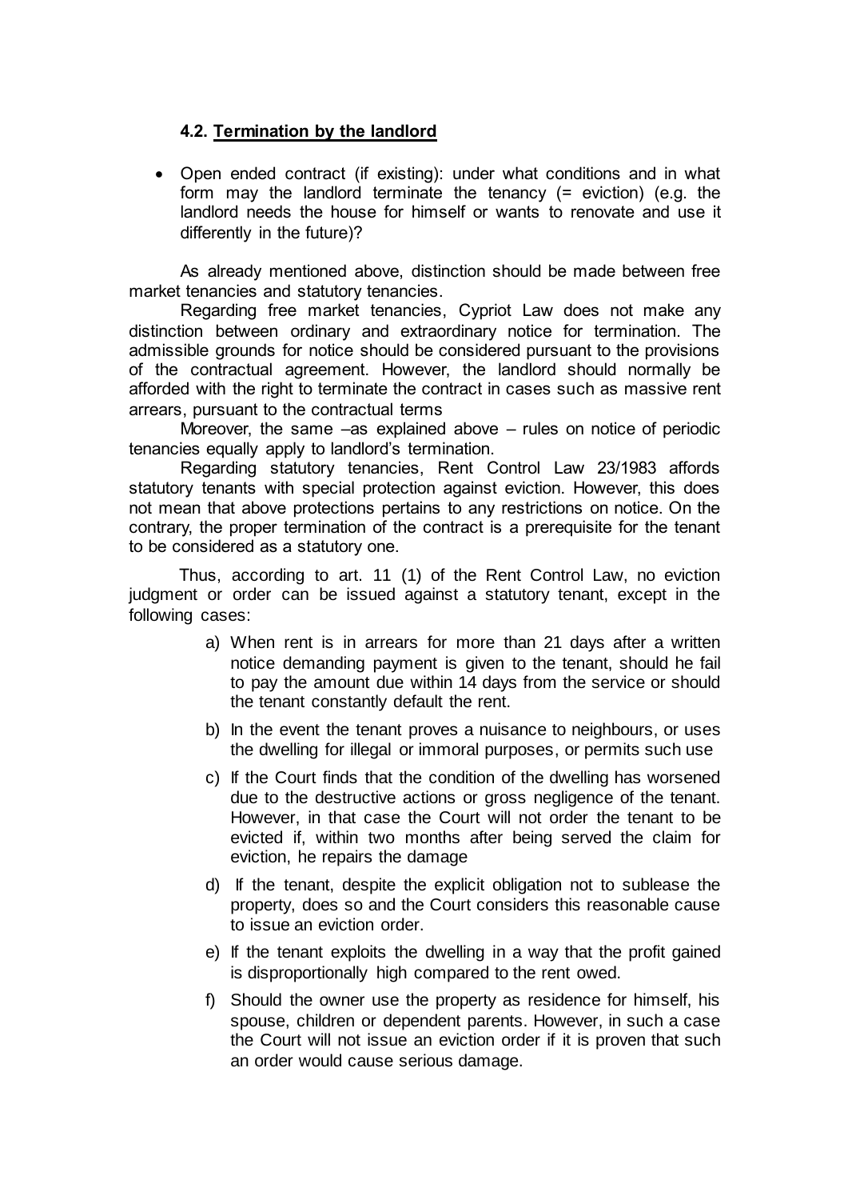### 4.2. Termination by the landlord

- Open ended contract (if existing): under what conditions and in what form may the landlord terminate the tenancy (= eviction) (e.g. the landlord needs the house for himself or wants to renovate and use it differently in the future)?

As already mentioned above, distinction should be made between free market tenancies and statutory tenancies.

Regarding free market tenancies, Cypriot Law does not make any distinction between ordinary and extraordinary notice for termination. The admissible grounds for notice should be considered pursuant to the provisions of the contractual agreement. However, the landlord should normally be afforded with the right to terminate the contract in cases such as massive rent arrears, pursuant to the contractual terms

Moreover, the same –as explained above – rules on notice of periodic tenancies equally apply to landlord's termination.

Regarding statutory tenancies, Rent Control Law 23/1983 affords statutory tenants with special protection against eviction. However, this does not mean that above protections pertains to any restrictions on notice. On the contrary, the proper termination of the contract is a prerequisite for the tenant to be considered as a statutory one.

Thus, according to art. 11 (1) of the Rent Control Law, no eviction judgment or order can be issued against a statutory tenant, except in the following cases:

a) When rent is in arrears for more than 21 days after a written notice demanding payment is given to the tenant, should he fail to pay the amount due within 14 days from the service or should the tenant constantly default the rent.

b) In the event the tenant proves a nuisance to neighbours, or uses the dwelling for illegal or immoral purposes, or permits such use

c) If the Court finds that the condition of the dwelling has worsened due to the destructive actions or gross negligence of the tenant. However, in that case the Court will not order the tenant to be evicted if, within two months after being served the claim for eviction, he repairs the damage

d) If the tenant, despite the explicit obligation not to sublease the property, does so and the Court considers this reasonable cause to issue an eviction order.

e) If the tenant exploits the dwelling in a way that the profit gained is disproportionally high compared to the rent owed.

f) Should the owner use the property as residence for himself, his spouse, children or dependent parents. However, in such a case the Court will not issue an eviction order if it is proven that such an order would cause serious damage.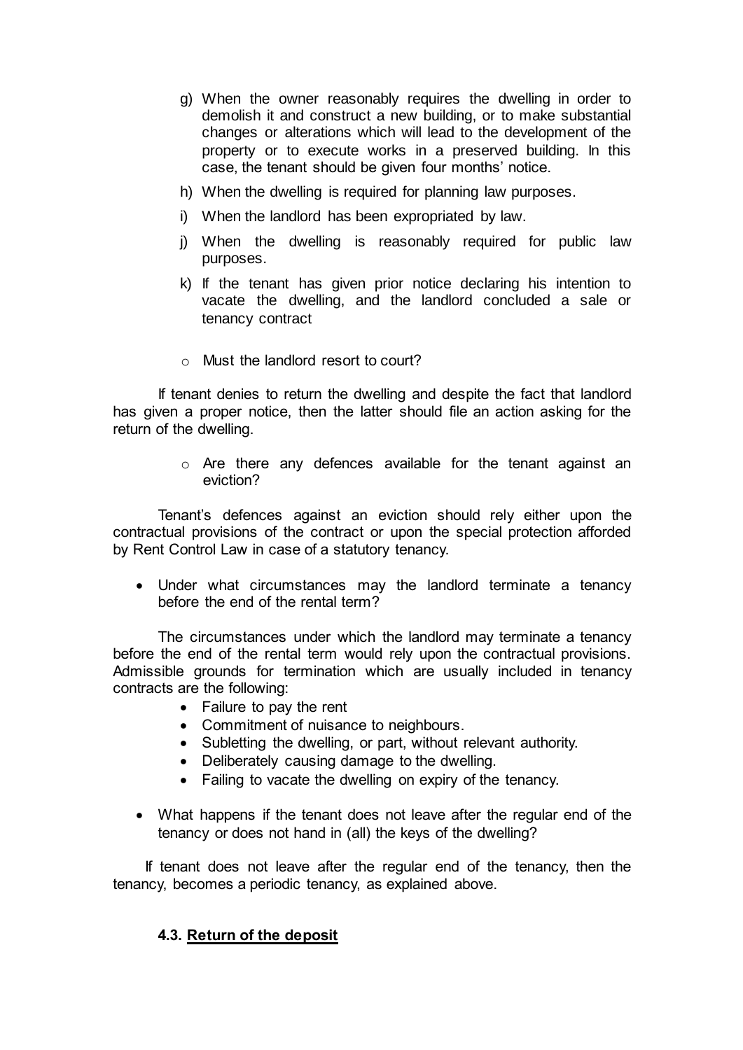g) When the owner reasonably requires the dwelling in order to demolish it and construct a new building, or to make substantial changes or alterations which will lead to the development of the property or to execute works in a preserved building. In this case, the tenant should be given four months' notice.

h) When the dwelling is required for planning law purposes.

i) When the landlord has been expropriated by law.

j) When the dwelling is reasonably required for public law purposes.

k) If the tenant has given prior notice declaring his intention to vacate the dwelling, and the landlord concluded a sale or tenancy contract

- Must the landlord resort to court?

If tenant denies to return the dwelling and despite the fact that landlord has given a proper notice, then the latter should file an action asking for the return of the dwelling.

- Are there any defences available for the tenant against an eviction?

Tenant's defences against an eviction should rely either upon the contractual provisions of the contract or upon the special protection afforded by Rent Control Law in case of a statutory tenancy.

- Under what circumstances may the landlord terminate a tenancy before the end of the rental term?

The circumstances under which the landlord may terminate a tenancy before the end of the rental term would rely upon the contractual provisions. Admissible grounds for termination which are usually included in tenancy contracts are the following:

- Failure to pay the rent
- Commitment of nuisance to neighbours.
- Subletting the dwelling, or part, without relevant authority.
- Deliberately causing damage to the dwelling.
- Failing to vacate the dwelling on expiry of the tenancy.

- What happens if the tenant does not leave after the regular end of the tenancy or does not hand in (all) the keys of the dwelling?

If tenant does not leave after the regular end of the tenancy, then the tenancy, becomes a periodic tenancy, as explained above.

### 4.3. Return of the deposit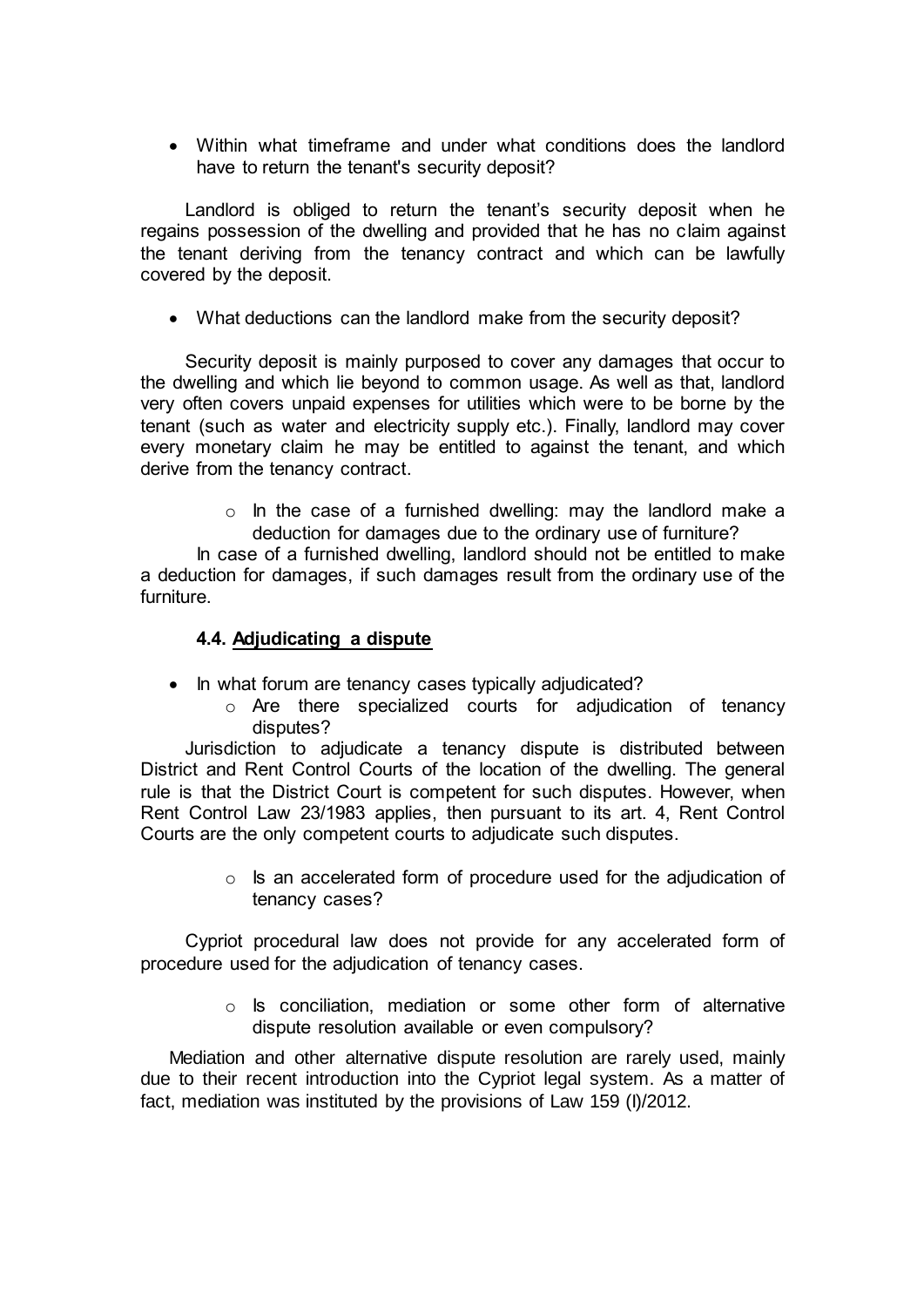- Within what timeframe and under what conditions does the landlord have to return the tenant's security deposit?

Landlord is obliged to return the tenant's security deposit when he regains possession of the dwelling and provided that he has no claim against the tenant deriving from the tenancy contract and which can be lawfully covered by the deposit.

- What deductions can the landlord make from the security deposit?

Security deposit is mainly purposed to cover any damages that occur to the dwelling and which lie beyond to common usage. As well as that, landlord very often covers unpaid expenses for utilities which were to be borne by the tenant (such as water and electricity supply etc.). Finally, landlord may cover every monetary claim he may be entitled to against the tenant, and which derive from the tenancy contract.

  - In the case of a furnished dwelling: may the landlord make a deduction for damages due to the ordinary use of furniture?

In case of a furnished dwelling, landlord should not be entitled to make a deduction for damages, if such damages result from the ordinary use of the furniture.

### 4.4. Adjudicating a dispute

- In what forum are tenancy cases typically adjudicated?
  - Are there specialized courts for adjudication of tenancy disputes?

Jurisdiction to adjudicate a tenancy dispute is distributed between District and Rent Control Courts of the location of the dwelling. The general rule is that the District Court is competent for such disputes. However, when Rent Control Law 23/1983 applies, then pursuant to its art. 4, Rent Control Courts are the only competent courts to adjudicate such disputes.

  - Is an accelerated form of procedure used for the adjudication of tenancy cases?

Cypriot procedural law does not provide for any accelerated form of procedure used for the adjudication of tenancy cases.

  - Is conciliation, mediation or some other form of alternative dispute resolution available or even compulsory?

Mediation and other alternative dispute resolution are rarely used, mainly due to their recent introduction into the Cypriot legal system. As a matter of fact, mediation was instituted by the provisions of Law 159 (I)/2012.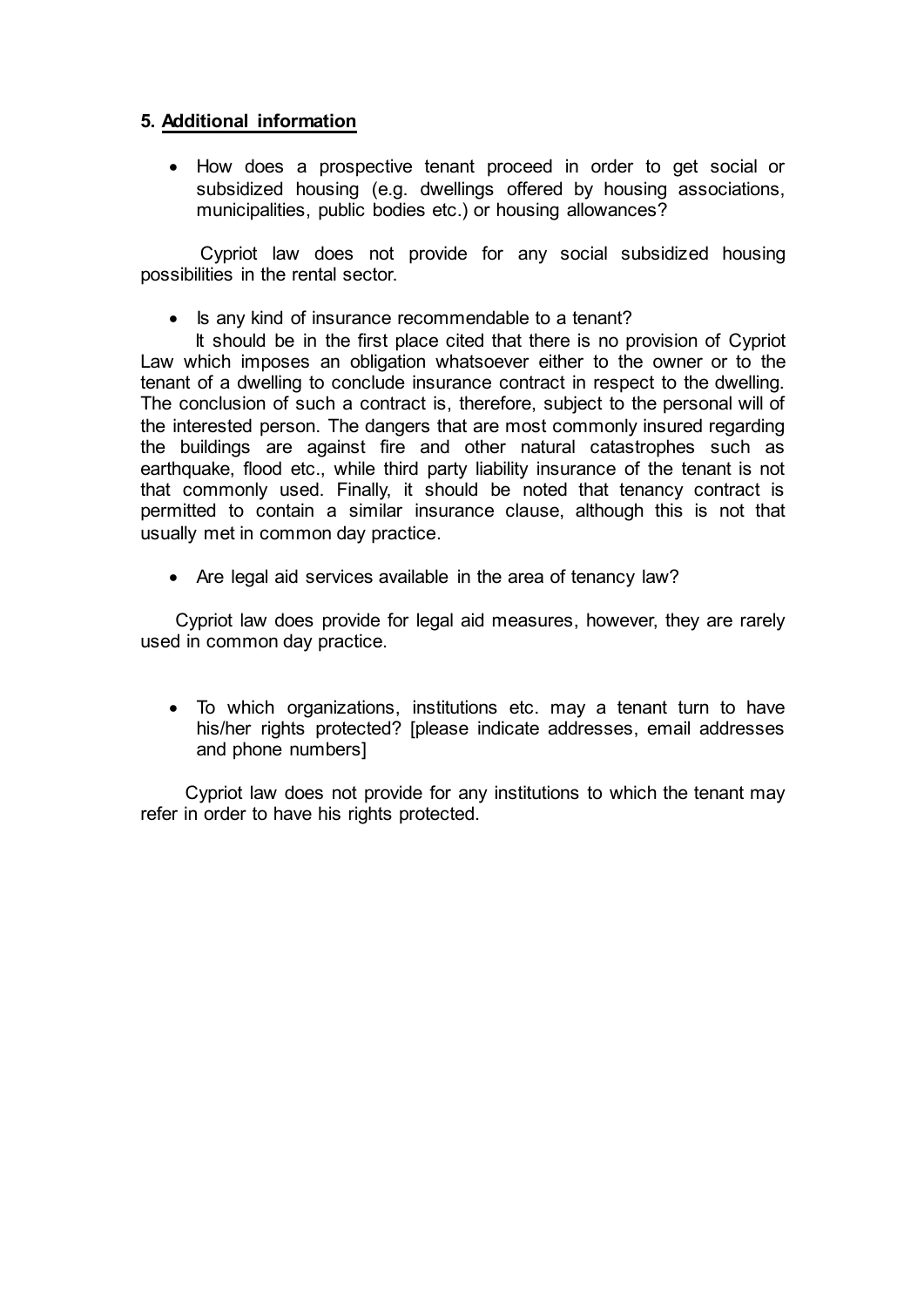## 5. Additional information

- How does a prospective tenant proceed in order to get social or subsidized housing (e.g. dwellings offered by housing associations, municipalities, public bodies etc.) or housing allowances?

Cypriot law does not provide for any social subsidized housing possibilities in the rental sector.

- Is any kind of insurance recommendable to a tenant?

It should be in the first place cited that there is no provision of Cypriot Law which imposes an obligation whatsoever either to the owner or to the tenant of a dwelling to conclude insurance contract in respect to the dwelling. The conclusion of such a contract is, therefore, subject to the personal will of the interested person. The dangers that are most commonly insured regarding the buildings are against fire and other natural catastrophes such as earthquake, flood etc., while third party liability insurance of the tenant is not that commonly used. Finally, it should be noted that tenancy contract is permitted to contain a similar insurance clause, although this is not that usually met in common day practice.

- Are legal aid services available in the area of tenancy law?

Cypriot law does provide for legal aid measures, however, they are rarely used in common day practice.

- To which organizations, institutions etc. may a tenant turn to have his/her rights protected? [please indicate addresses, email addresses and phone numbers]

Cypriot law does not provide for any institutions to which the tenant may refer in order to have his rights protected.